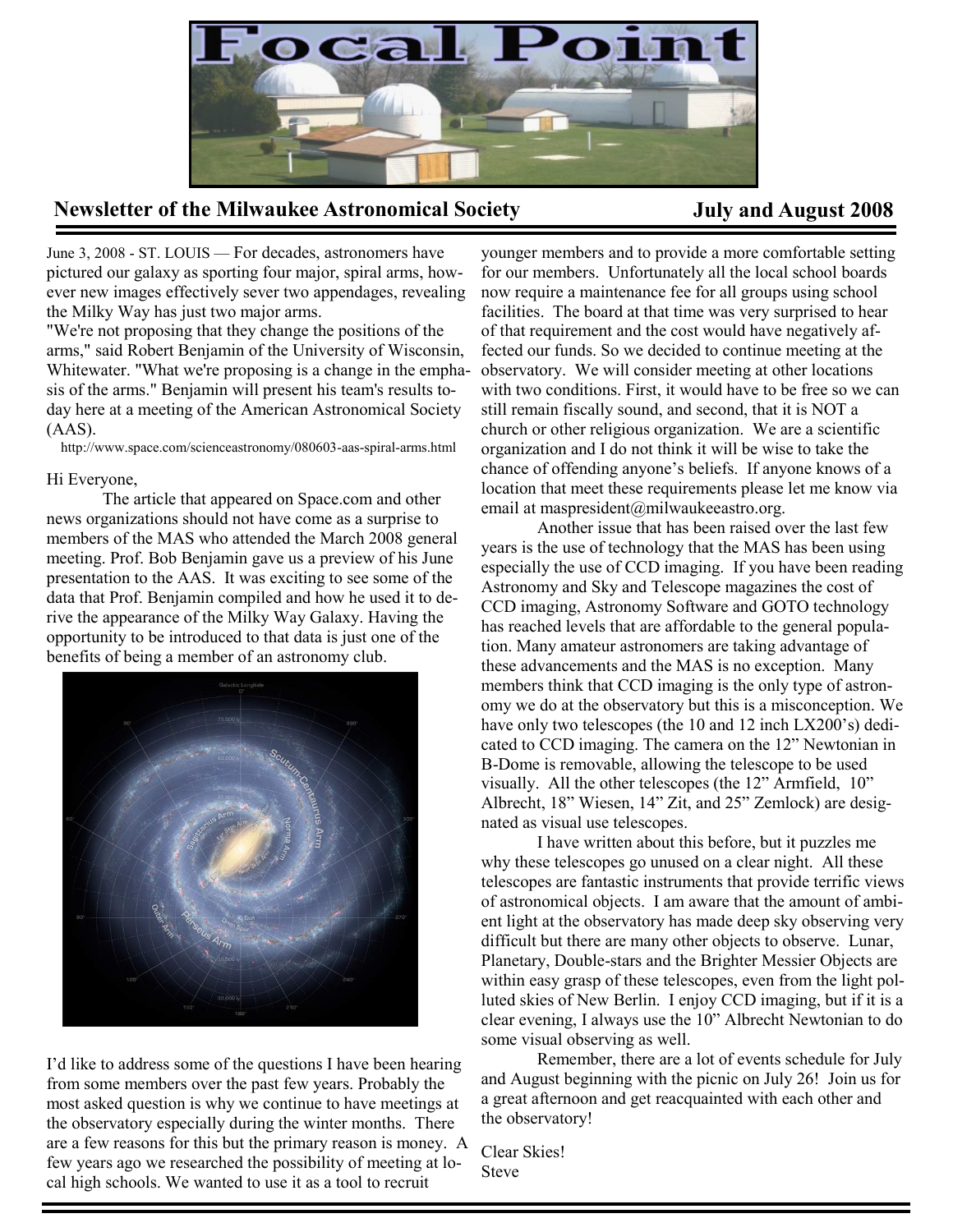# Focal Point

**Newsletter of the Milwaukee Astronomical Society** **July and August 2008**

June 3, 2008 - ST. LOUIS — For decades, astronomers have pictured our galaxy as sporting four major, spiral arms, however new images effectively sever two appendages, revealing the Milky Way has just two major arms.

"We're not proposing that they change the positions of the arms," said Robert Benjamin of the University of Wisconsin, Whitewater. "What we're proposing is a change in the emphasis of the arms." Benjamin will present his team's results today here at a meeting of the American Astronomical Society (AAS).

http://www.space.com/scienceastronomy/080603-aas-spiral-arms.html

Hi Everyone,

The article that appeared on Space.com and other news organizations should not have come as a surprise to members of the MAS who attended the March 2008 general meeting. Prof. Bob Benjamin gave us a preview of his June presentation to the AAS. It was exciting to see some of the data that Prof. Benjamin compiled and how he used it to derive the appearance of the Milky Way Galaxy. Having the opportunity to be introduced to that data is just one of the benefits of being a member of an astronomy club.

I'd like to address some of the questions I have been hearing from some members over the past few years. Probably the most asked question is why we continue to have meetings at the observatory especially during the winter months. There are a few reasons for this but the primary reason is money. A few years ago we researched the possibility of meeting at local high schools. We wanted to use it as a tool to recruit younger members and to provide a more comfortable setting for our members. Unfortunately all the local school boards now require a maintenance fee for all groups using school facilities. The board at that time was very surprised to hear of that requirement and the cost would have negatively affected our funds. So we decided to continue meeting at the observatory. We will consider meeting at other locations with two conditions. First, it would have to be free so we can still remain fiscally sound, and second, that it is NOT a church or other religious organization. We are a scientific organization and I do not think it will be wise to take the chance of offending anyone's beliefs. If anyone knows of a location that meet these requirements please let me know via email at maspresident@milwaukeeastro.org.

Another issue that has been raised over the last few years is the use of technology that the MAS has been using especially the use of CCD imaging. If you have been reading Astronomy and Sky and Telescope magazines the cost of CCD imaging, Astronomy Software and GOTO technology has reached levels that are affordable to the general population. Many amateur astronomers are taking advantage of these advancements and the MAS is no exception. Many members think that CCD imaging is the only type of astronomy we do at the observatory but this is a misconception. We have only two telescopes (the 10 and 12 inch LX200's) dedicated to CCD imaging. The camera on the 12" Newtonian in B-Dome is removable, allowing the telescope to be used visually. All the other telescopes (the 12" Armfield, 10" Albrecht, 18" Wiesen, 14" Zit, and 25" Zemlock) are designated as visual use telescopes.

I have written about this before, but it puzzles me why these telescopes go unused on a clear night. All these telescopes are fantastic instruments that provide terrific views of astronomical objects. I am aware that the amount of ambient light at the observatory has made deep sky observing very difficult but there are many other objects to observe. Lunar, Planetary, Double-stars and the Brighter Messier Objects are within easy grasp of these telescopes, even from the light polluted skies of New Berlin. I enjoy CCD imaging, but if it is a clear evening, I always use the 10" Albrecht Newtonian to do some visual observing as well.

Remember, there are a lot of events schedule for July and August beginning with the picnic on July 26! Join us for a great afternoon and get reacquainted with each other and the observatory!

Clear Skies!
Steve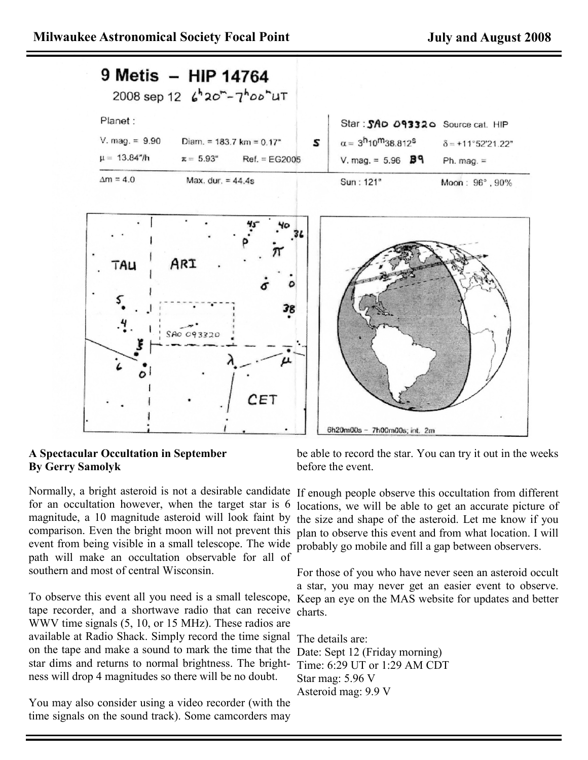## A Spectacular Occultation in September
**By Gerry Samolyk**

Normally, a bright asteroid is not a desirable candidate for an occultation however, when the target star is 6 magnitude, a 10 magnitude asteroid will look faint by comparison. Even the bright moon will not prevent this event from being visible in a small telescope. The wide path will make an occultation observable for all of southern and most of central Wisconsin.

To observe this event all you need is a small telescope, tape recorder, and a shortwave radio that can receive WWV time signals (5, 10, or 15 MHz). These radios are available at Radio Shack. Simply record the time signal on the tape and make a sound to mark the time that the star dims and returns to normal brightness. The brightness will drop 4 magnitudes so there will be no doubt.

You may also consider using a video recorder (with the time signals on the sound track). Some camcorders may be able to record the star. You can try it out in the weeks before the event.

If enough people observe this occultation from different locations, we will be able to get an accurate picture of the size and shape of the asteroid. Let me know if you plan to observe this event and from what location. I will probably go mobile and fill a gap between observers.

For those of you who have never seen an asteroid occult a star, you may never get an easier event to observe. Keep an eye on the MAS website for updates and better charts.

The details are:
Date: Sept 12 (Friday morning)
Time: 6:29 UT or 1:29 AM CDT
Star mag: 5.96 V
Asteroid mag: 9.9 V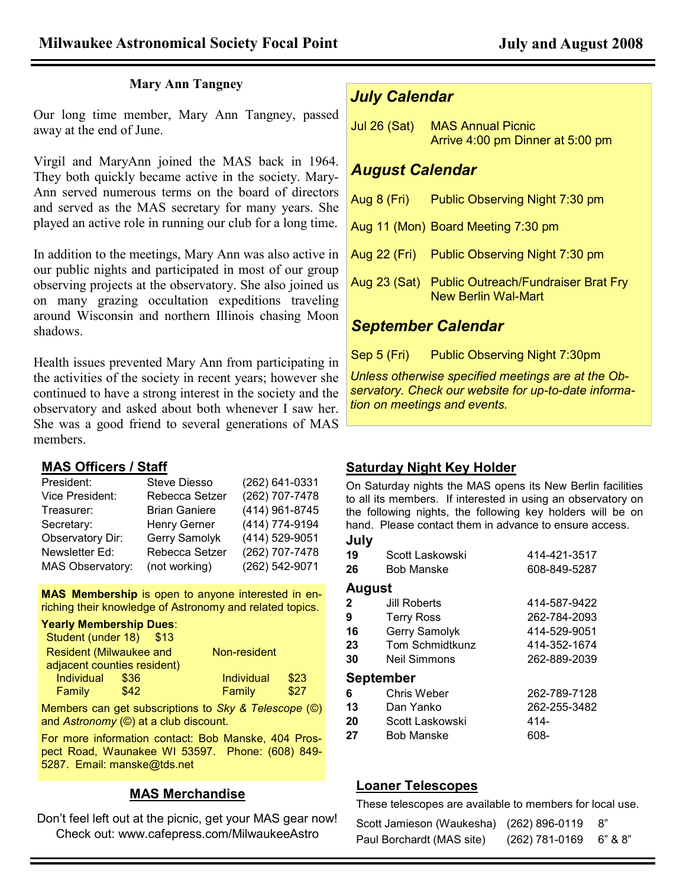## Mary Ann Tangney

Our long time member, Mary Ann Tangney, passed away at the end of June.

Virgil and MaryAnn joined the MAS back in 1964. They both quickly became active in the society. Mary-Ann served numerous terms on the board of directors and served as the MAS secretary for many years. She played an active role in running our club for a long time.

In addition to the meetings, Mary Ann was also active in our public nights and participated in most of our group observing projects at the observatory. She also joined us on many grazing occultation expeditions traveling around Wisconsin and northern Illinois chasing Moon shadows.

Health issues prevented Mary Ann from participating in the activities of the society in recent years; however she continued to have a strong interest in the society and the observatory and asked about both whenever I saw her. She was a good friend to several generations of MAS members.

## *July Calendar*

| | |
|---|---|
| Jul 26 (Sat) | MAS Annual Picnic<br>Arrive 4:00 pm Dinner at 5:00 pm |

## *August Calendar*

| | |
|---|---|
| Aug 8 (Fri) | Public Observing Night 7:30 pm |
| Aug 11 (Mon) | Board Meeting 7:30 pm |
| Aug 22 (Fri) | Public Observing Night 7:30 pm |
| Aug 23 (Sat) | Public Outreach/Fundraiser Brat Fry<br>New Berlin Wal-Mart |

## *September Calendar*

| | |
|---|---|
| Sep 5 (Fri) | Public Observing Night 7:30pm |

*Unless otherwise specified meetings are at the Observatory. Check our website for up-to-date information on meetings and events.*

## MAS Officers / Staff

| | | |
|---|---|---|
| President: | Steve Diesso | (262) 641-0331 |
| Vice President: | Rebecca Setzer | (262) 707-7478 |
| Treasurer: | Brian Ganiere | (414) 961-8745 |
| Secretary: | Henry Gerner | (414) 774-9194 |
| Observatory Dir: | Gerry Samolyk | (414) 529-9051 |
| Newsletter Ed: | Rebecca Setzer | (262) 707-7478 |
| MAS Observatory: | (not working) | (262) 542-9071 |

**MAS Membership** is open to anyone interested in enriching their knowledge of Astronomy and related topics.

**Yearly Membership Dues**:

Student (under 18) $13

| Resident (Milwaukee and adjacent counties resident) | | Non-resident | |
|---|---|---|---|
| Individual | $36 | Individual | $23 |
| Family | $42 | Family | $27 |

Members can get subscriptions to *Sky & Telescope* (©) and *Astronomy* (©) at a club discount.

For more information contact: Bob Manske, 404 Prospect Road, Waunakee WI 53597. Phone: (608) 849-5287. Email: manske@tds.net

## Saturday Night Key Holder

On Saturday nights the MAS opens its New Berlin facilities to all its members. If interested in using an observatory on the following nights, the following key holders will be on hand. Please contact them in advance to ensure access.

**July**

| | | |
|---|---|---|
| **19** | Scott Laskowski | 414-421-3517 |
| **26** | Bob Manske | 608-849-5287 |

**August**

| | | |
|---|---|---|
| **2** | Jill Roberts | 414-587-9422 |
| **9** | Terry Ross | 262-784-2093 |
| **16** | Gerry Samolyk | 414-529-9051 |
| **23** | Tom Schmidtkunz | 414-352-1674 |
| **30** | Neil Simmons | 262-889-2039 |

**September**

| | | |
|---|---|---|
| **6** | Chris Weber | 262-789-7128 |
| **13** | Dan Yanko | 262-255-3482 |
| **20** | Scott Laskowski | 414- |
| **27** | Bob Manske | 608- |

## MAS Merchandise

Don't feel left out at the picnic, get your MAS gear now!
Check out: www.cafepress.com/MilwaukeeAstro

## Loaner Telescopes

These telescopes are available to members for local use.

| | | |
|---|---|---|
| Scott Jamieson (Waukesha) | (262) 896-0119 | 8" |
| Paul Borchardt (MAS site) | (262) 781-0169 | 6" & 8" |